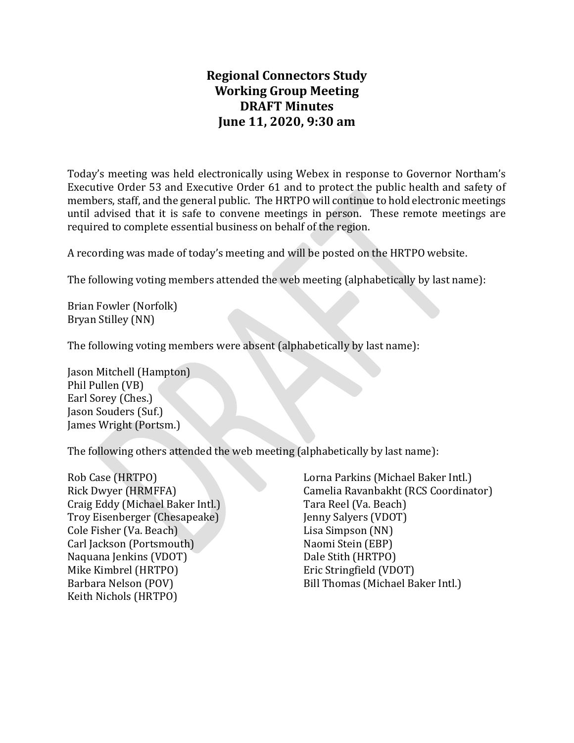# Regional Connectors Study
## Working Group Meeting
## DRAFT Minutes
## June 11, 2020, 9:30 am

Today's meeting was held electronically using Webex in response to Governor Northam's Executive Order 53 and Executive Order 61 and to protect the public health and safety of members, staff, and the general public. The HRTPO will continue to hold electronic meetings until advised that it is safe to convene meetings in person. These remote meetings are required to complete essential business on behalf of the region.

A recording was made of today's meeting and will be posted on the HRTPO website.

The following voting members attended the web meeting (alphabetically by last name):

Brian Fowler (Norfolk)
Bryan Stilley (NN)

The following voting members were absent (alphabetically by last name):

Jason Mitchell (Hampton)
Phil Pullen (VB)
Earl Sorey (Ches.)
Jason Souders (Suf.)
James Wright (Portsm.)

The following others attended the web meeting (alphabetically by last name):

Rob Case (HRTPO)
Rick Dwyer (HRMFFA)
Craig Eddy (Michael Baker Intl.)
Troy Eisenberger (Chesapeake)
Cole Fisher (Va. Beach)
Carl Jackson (Portsmouth)
Naquana Jenkins (VDOT)
Mike Kimbrel (HRTPO)
Barbara Nelson (POV)
Keith Nichols (HRTPO)
Lorna Parkins (Michael Baker Intl.)
Camelia Ravanbakht (RCS Coordinator)
Tara Reel (Va. Beach)
Jenny Salyers (VDOT)
Lisa Simpson (NN)
Naomi Stein (EBP)
Dale Stith (HRTPO)
Eric Stringfield (VDOT)
Bill Thomas (Michael Baker Intl.)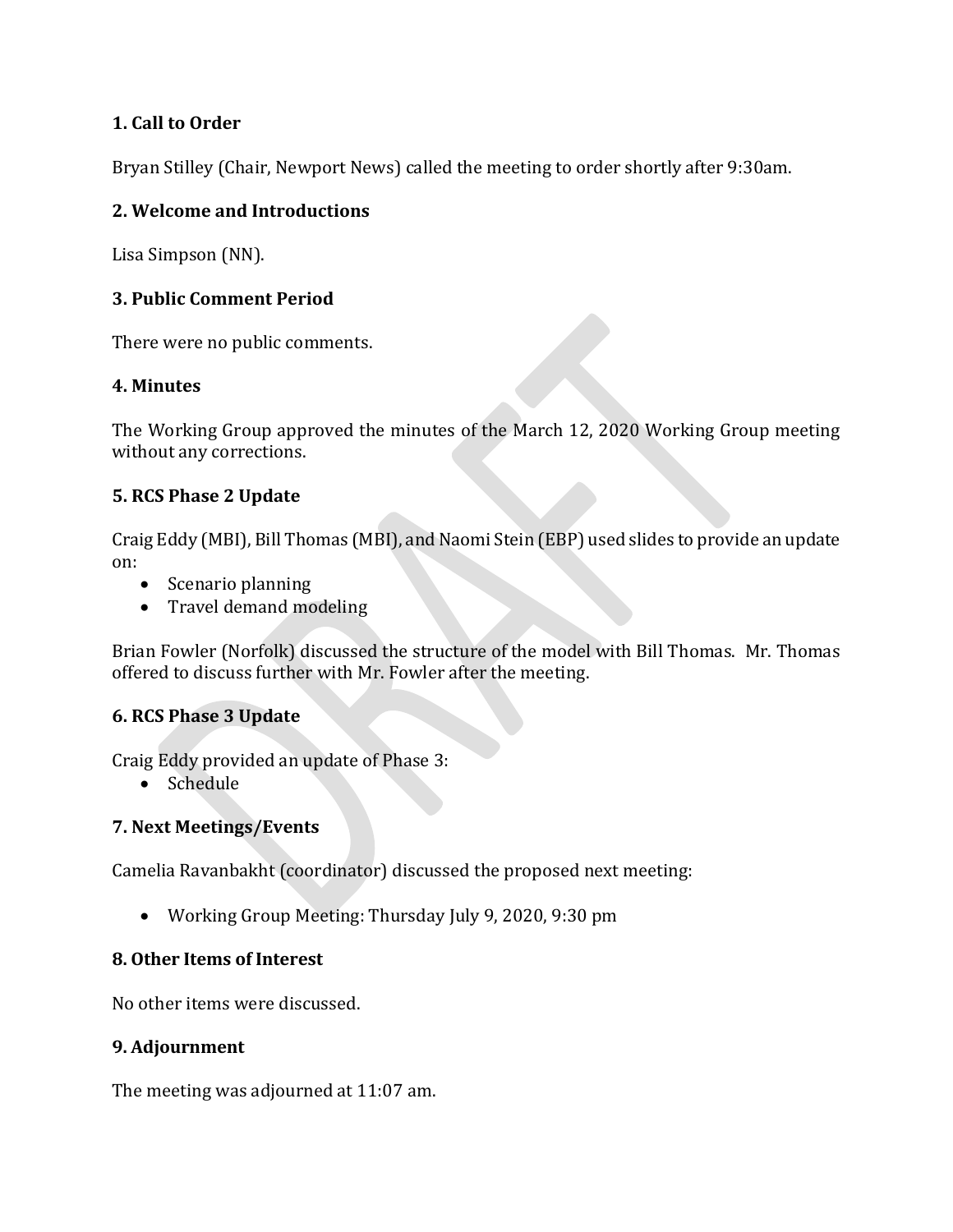**1. Call to Order**

Bryan Stilley (Chair, Newport News) called the meeting to order shortly after 9:30am.

**2. Welcome and Introductions**

Lisa Simpson (NN).

**3. Public Comment Period**

There were no public comments.

**4. Minutes**

The Working Group approved the minutes of the March 12, 2020 Working Group meeting without any corrections.

**5. RCS Phase 2 Update**

Craig Eddy (MBI), Bill Thomas (MBI), and Naomi Stein (EBP) used slides to provide an update on:

- Scenario planning
- Travel demand modeling

Brian Fowler (Norfolk) discussed the structure of the model with Bill Thomas. Mr. Thomas offered to discuss further with Mr. Fowler after the meeting.

**6. RCS Phase 3 Update**

Craig Eddy provided an update of Phase 3:

- Schedule

**7. Next Meetings/Events**

Camelia Ravanbakht (coordinator) discussed the proposed next meeting:

- Working Group Meeting: Thursday July 9, 2020, 9:30 pm

**8. Other Items of Interest**

No other items were discussed.

**9. Adjournment**

The meeting was adjourned at 11:07 am.